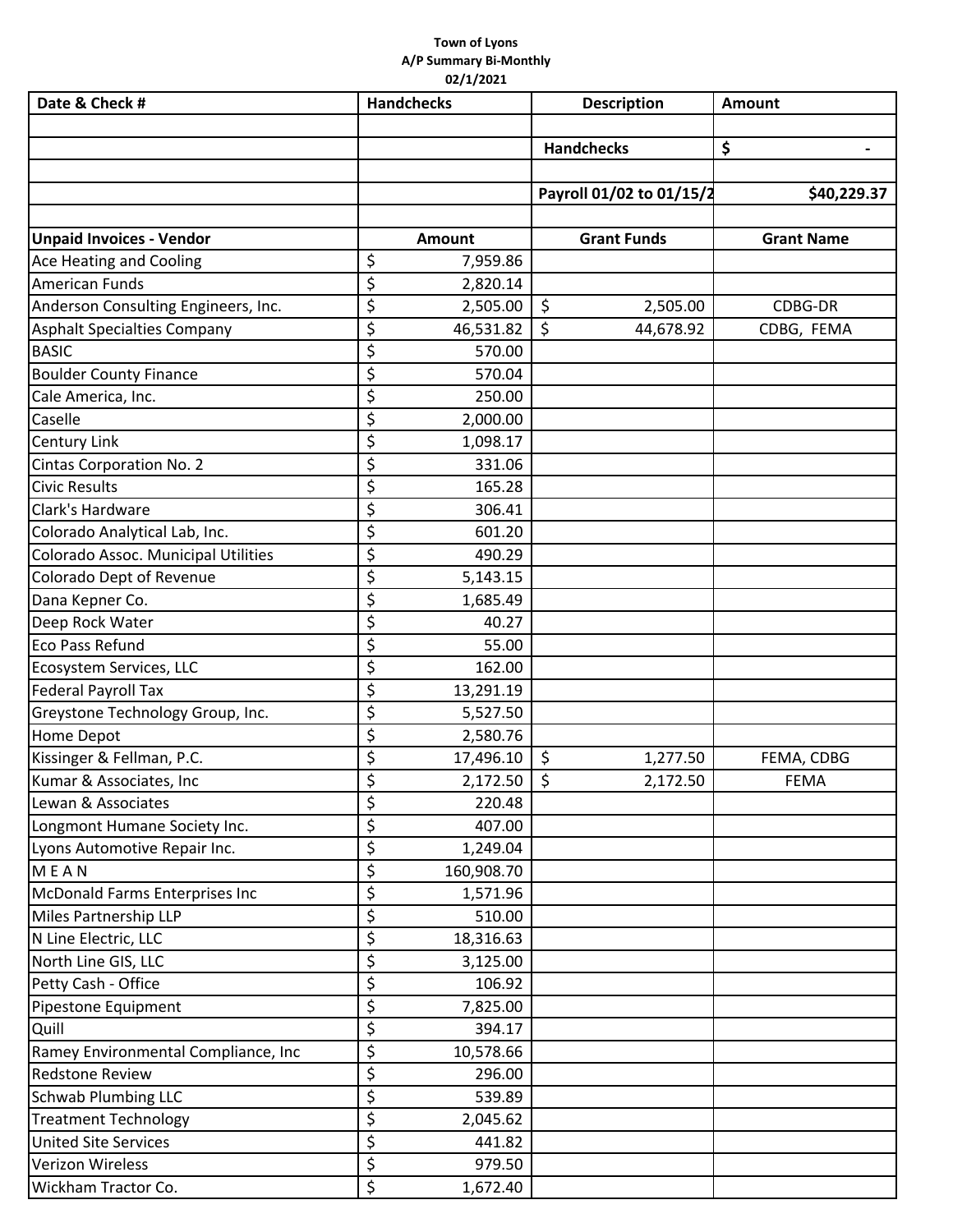**Town of Lyons**
**A/P Summary Bi-Monthly**
**02/1/2021**

| Date & Check # | Handchecks | Description | Amount |
|---|---|---|---|
| | | | |
| | | **Handchecks** | **$ -** |
| | | | |
| | | **Payroll 01/02 to 01/15/2** | **$40,229.37** |
| | | | |
| **Unpaid Invoices - Vendor** | **Amount** | **Grant Funds** | **Grant Name** |
| Ace Heating and Cooling | $ 7,959.86 | | |
| American Funds | $ 2,820.14 | | |
| Anderson Consulting Engineers, Inc. | $ 2,505.00 | $ 2,505.00 | CDBG-DR |
| Asphalt Specialties Company | $ 46,531.82 | $ 44,678.92 | CDBG, FEMA |
| BASIC | $ 570.00 | | |
| Boulder County Finance | $ 570.04 | | |
| Cale America, Inc. | $ 250.00 | | |
| Caselle | $ 2,000.00 | | |
| Century Link | $ 1,098.17 | | |
| Cintas Corporation No. 2 | $ 331.06 | | |
| Civic Results | $ 165.28 | | |
| Clark's Hardware | $ 306.41 | | |
| Colorado Analytical Lab, Inc. | $ 601.20 | | |
| Colorado Assoc. Municipal Utilities | $ 490.29 | | |
| Colorado Dept of Revenue | $ 5,143.15 | | |
| Dana Kepner Co. | $ 1,685.49 | | |
| Deep Rock Water | $ 40.27 | | |
| Eco Pass Refund | $ 55.00 | | |
| Ecosystem Services, LLC | $ 162.00 | | |
| Federal Payroll Tax | $ 13,291.19 | | |
| Greystone Technology Group, Inc. | $ 5,527.50 | | |
| Home Depot | $ 2,580.76 | | |
| Kissinger & Fellman, P.C. | $ 17,496.10 | $ 1,277.50 | FEMA, CDBG |
| Kumar & Associates, Inc | $ 2,172.50 | $ 2,172.50 | FEMA |
| Lewan & Associates | $ 220.48 | | |
| Longmont Humane Society Inc. | $ 407.00 | | |
| Lyons Automotive Repair Inc. | $ 1,249.04 | | |
| M E A N | $ 160,908.70 | | |
| McDonald Farms Enterprises Inc | $ 1,571.96 | | |
| Miles Partnership LLP | $ 510.00 | | |
| N Line Electric, LLC | $ 18,316.63 | | |
| North Line GIS, LLC | $ 3,125.00 | | |
| Petty Cash - Office | $ 106.92 | | |
| Pipestone Equipment | $ 7,825.00 | | |
| Quill | $ 394.17 | | |
| Ramey Environmental Compliance, Inc | $ 10,578.66 | | |
| Redstone Review | $ 296.00 | | |
| Schwab Plumbing LLC | $ 539.89 | | |
| Treatment Technology | $ 2,045.62 | | |
| United Site Services | $ 441.82 | | |
| Verizon Wireless | $ 979.50 | | |
| Wickham Tractor Co. | $ 1,672.40 | | |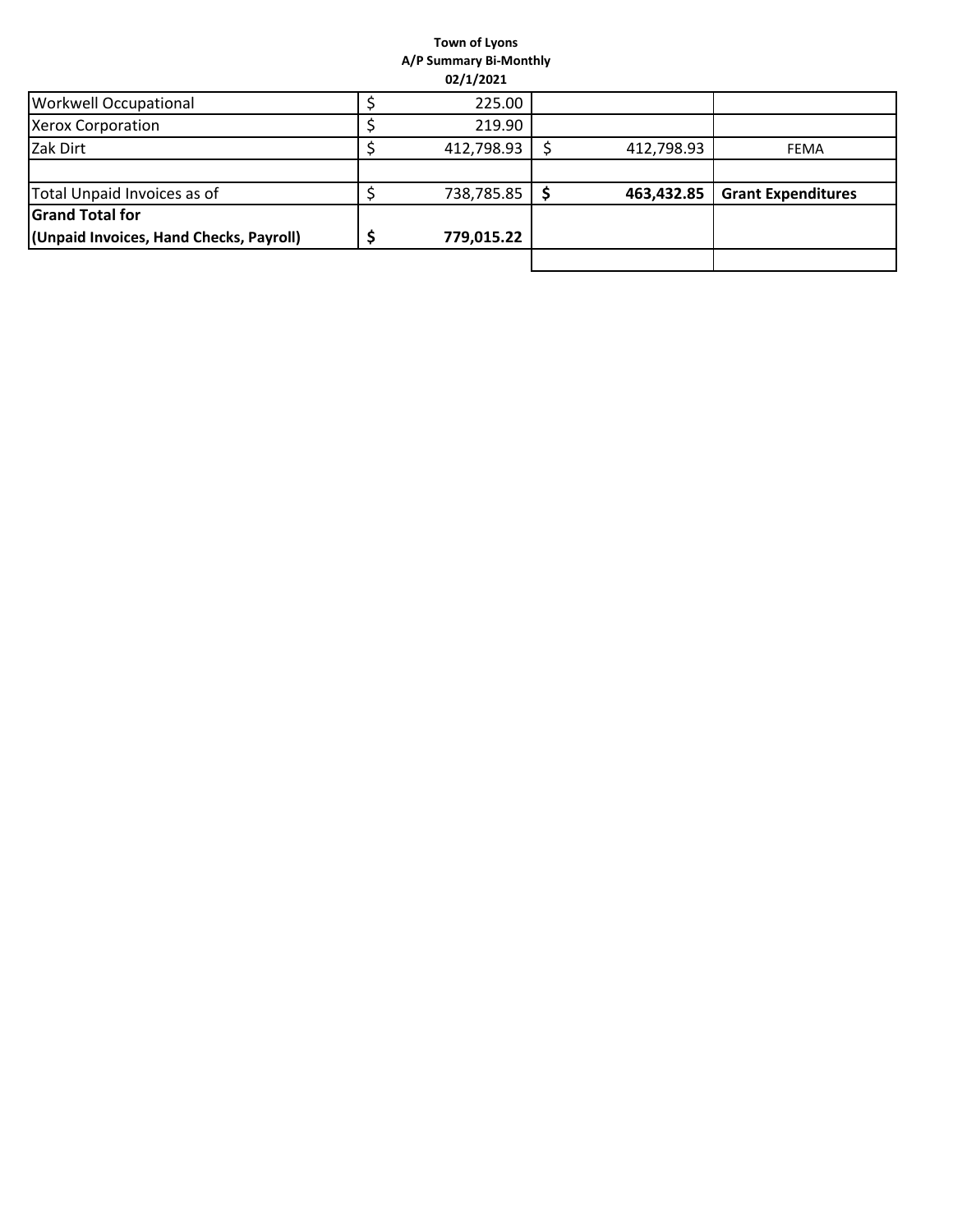**Town of Lyons**
**A/P Summary Bi-Monthly**
**02/1/2021**

| | | | | |
|---|---|---|---|---|
| Workwell Occupational | $ | 225.00 | | |
| Xerox Corporation | $ | 219.90 | | |
| Zak Dirt | $ | 412,798.93 | $ 412,798.93 | FEMA |
| | | | | |
| Total Unpaid Invoices as of | $ | 738,785.85 | **$ 463,432.85** | **Grant Expenditures** |
| **Grand Total for (Unpaid Invoices, Hand Checks, Payroll)** | **$** | **779,015.22** | | |